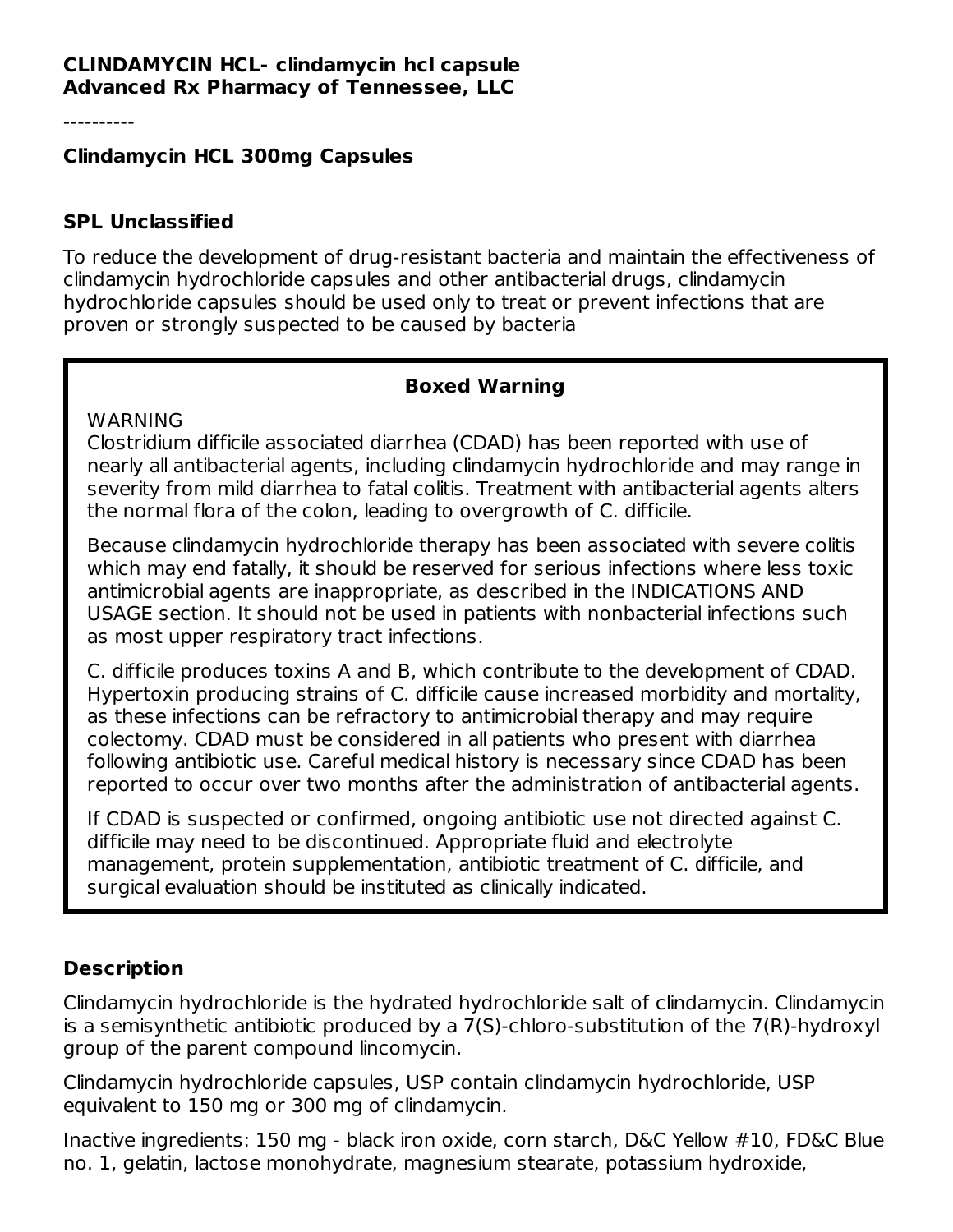**CLINDAMYCIN HCL- clindamycin hcl capsule**
**Advanced Rx Pharmacy of Tennessee, LLC**

----------

**Clindamycin HCL 300mg Capsules**

### SPL Unclassified

To reduce the development of drug-resistant bacteria and maintain the effectiveness of clindamycin hydrochloride capsules and other antibacterial drugs, clindamycin hydrochloride capsules should be used only to treat or prevent infections that are proven or strongly suspected to be caused by bacteria

### Boxed Warning

WARNING
Clostridium difficile associated diarrhea (CDAD) has been reported with use of nearly all antibacterial agents, including clindamycin hydrochloride and may range in severity from mild diarrhea to fatal colitis. Treatment with antibacterial agents alters the normal flora of the colon, leading to overgrowth of C. difficile.

Because clindamycin hydrochloride therapy has been associated with severe colitis which may end fatally, it should be reserved for serious infections where less toxic antimicrobial agents are inappropriate, as described in the INDICATIONS AND USAGE section. It should not be used in patients with nonbacterial infections such as most upper respiratory tract infections.

C. difficile produces toxins A and B, which contribute to the development of CDAD. Hypertoxin producing strains of C. difficile cause increased morbidity and mortality, as these infections can be refractory to antimicrobial therapy and may require colectomy. CDAD must be considered in all patients who present with diarrhea following antibiotic use. Careful medical history is necessary since CDAD has been reported to occur over two months after the administration of antibacterial agents.

If CDAD is suspected or confirmed, ongoing antibiotic use not directed against C. difficile may need to be discontinued. Appropriate fluid and electrolyte management, protein supplementation, antibiotic treatment of C. difficile, and surgical evaluation should be instituted as clinically indicated.

### Description

Clindamycin hydrochloride is the hydrated hydrochloride salt of clindamycin. Clindamycin is a semisynthetic antibiotic produced by a 7(S)-chloro-substitution of the 7(R)-hydroxyl group of the parent compound lincomycin.

Clindamycin hydrochloride capsules, USP contain clindamycin hydrochloride, USP equivalent to 150 mg or 300 mg of clindamycin.

Inactive ingredients: 150 mg - black iron oxide, corn starch, D&C Yellow #10, FD&C Blue no. 1, gelatin, lactose monohydrate, magnesium stearate, potassium hydroxide,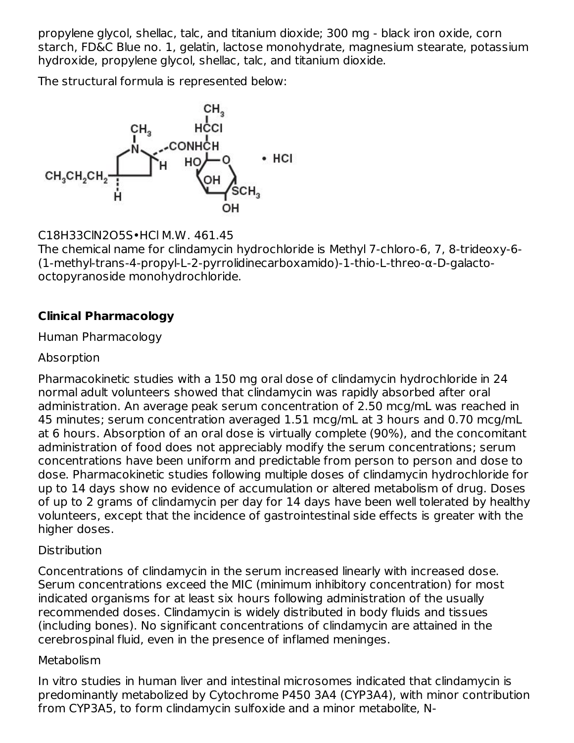propylene glycol, shellac, talc, and titanium dioxide; 300 mg - black iron oxide, corn starch, FD&C Blue no. 1, gelatin, lactose monohydrate, magnesium stearate, potassium hydroxide, propylene glycol, shellac, talc, and titanium dioxide.

The structural formula is represented below:

$C_{18}H_{33}ClN_2O_5S \cdot HCl$ M.W. 461.45

The chemical name for clindamycin hydrochloride is Methyl 7-chloro-6, 7, 8-trideoxy-6-(1-methyl-trans-4-propyl-L-2-pyrrolidinecarboxamido)-1-thio-L-threo-α-D-galacto-octopyranoside monohydrochloride.

## Clinical Pharmacology

Human Pharmacology

Absorption

Pharmacokinetic studies with a 150 mg oral dose of clindamycin hydrochloride in 24 normal adult volunteers showed that clindamycin was rapidly absorbed after oral administration. An average peak serum concentration of 2.50 mcg/mL was reached in 45 minutes; serum concentration averaged 1.51 mcg/mL at 3 hours and 0.70 mcg/mL at 6 hours. Absorption of an oral dose is virtually complete (90%), and the concomitant administration of food does not appreciably modify the serum concentrations; serum concentrations have been uniform and predictable from person to person and dose to dose. Pharmacokinetic studies following multiple doses of clindamycin hydrochloride for up to 14 days show no evidence of accumulation or altered metabolism of drug. Doses of up to 2 grams of clindamycin per day for 14 days have been well tolerated by healthy volunteers, except that the incidence of gastrointestinal side effects is greater with the higher doses.

Distribution

Concentrations of clindamycin in the serum increased linearly with increased dose. Serum concentrations exceed the MIC (minimum inhibitory concentration) for most indicated organisms for at least six hours following administration of the usually recommended doses. Clindamycin is widely distributed in body fluids and tissues (including bones). No significant concentrations of clindamycin are attained in the cerebrospinal fluid, even in the presence of inflamed meninges.

Metabolism

In vitro studies in human liver and intestinal microsomes indicated that clindamycin is predominantly metabolized by Cytochrome P450 3A4 (CYP3A4), with minor contribution from CYP3A5, to form clindamycin sulfoxide and a minor metabolite, N-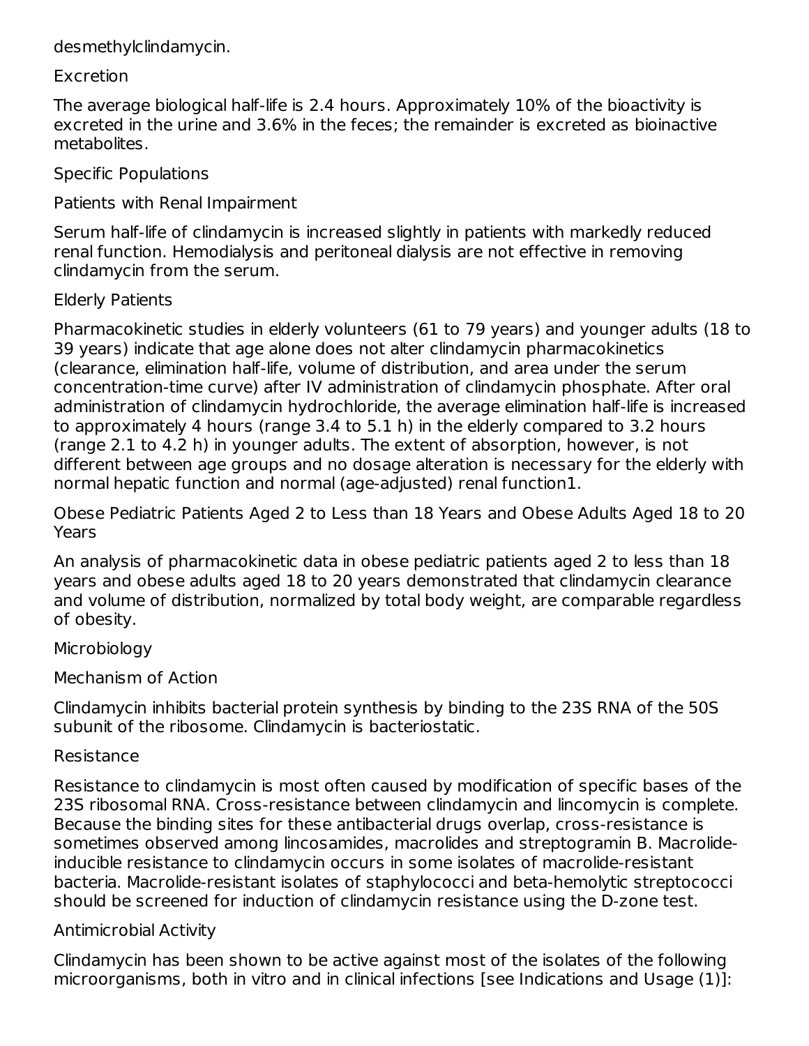desmethylclindamycin.

### Excretion

The average biological half-life is 2.4 hours. Approximately 10% of the bioactivity is excreted in the urine and 3.6% in the feces; the remainder is excreted as bioinactive metabolites.

### Specific Populations

#### Patients with Renal Impairment

Serum half-life of clindamycin is increased slightly in patients with markedly reduced renal function. Hemodialysis and peritoneal dialysis are not effective in removing clindamycin from the serum.

#### Elderly Patients

Pharmacokinetic studies in elderly volunteers (61 to 79 years) and younger adults (18 to 39 years) indicate that age alone does not alter clindamycin pharmacokinetics (clearance, elimination half-life, volume of distribution, and area under the serum concentration-time curve) after IV administration of clindamycin phosphate. After oral administration of clindamycin hydrochloride, the average elimination half-life is increased to approximately 4 hours (range 3.4 to 5.1 h) in the elderly compared to 3.2 hours (range 2.1 to 4.2 h) in younger adults. The extent of absorption, however, is not different between age groups and no dosage alteration is necessary for the elderly with normal hepatic function and normal (age-adjusted) renal function[1].

#### Obese Pediatric Patients Aged 2 to Less than 18 Years and Obese Adults Aged 18 to 20 Years

An analysis of pharmacokinetic data in obese pediatric patients aged 2 to less than 18 years and obese adults aged 18 to 20 years demonstrated that clindamycin clearance and volume of distribution, normalized by total body weight, are comparable regardless of obesity.

### Microbiology

#### Mechanism of Action

Clindamycin inhibits bacterial protein synthesis by binding to the 23S RNA of the 50S subunit of the ribosome. Clindamycin is bacteriostatic.

#### Resistance

Resistance to clindamycin is most often caused by modification of specific bases of the 23S ribosomal RNA. Cross-resistance between clindamycin and lincomycin is complete. Because the binding sites for these antibacterial drugs overlap, cross-resistance is sometimes observed among lincosamides, macrolides and streptogramin B. Macrolide-inducible resistance to clindamycin occurs in some isolates of macrolide-resistant bacteria. Macrolide-resistant isolates of staphylococci and beta-hemolytic streptococci should be screened for induction of clindamycin resistance using the D-zone test.

#### Antimicrobial Activity

Clindamycin has been shown to be active against most of the isolates of the following microorganisms, both in vitro and in clinical infections [see Indications and Usage (1)]: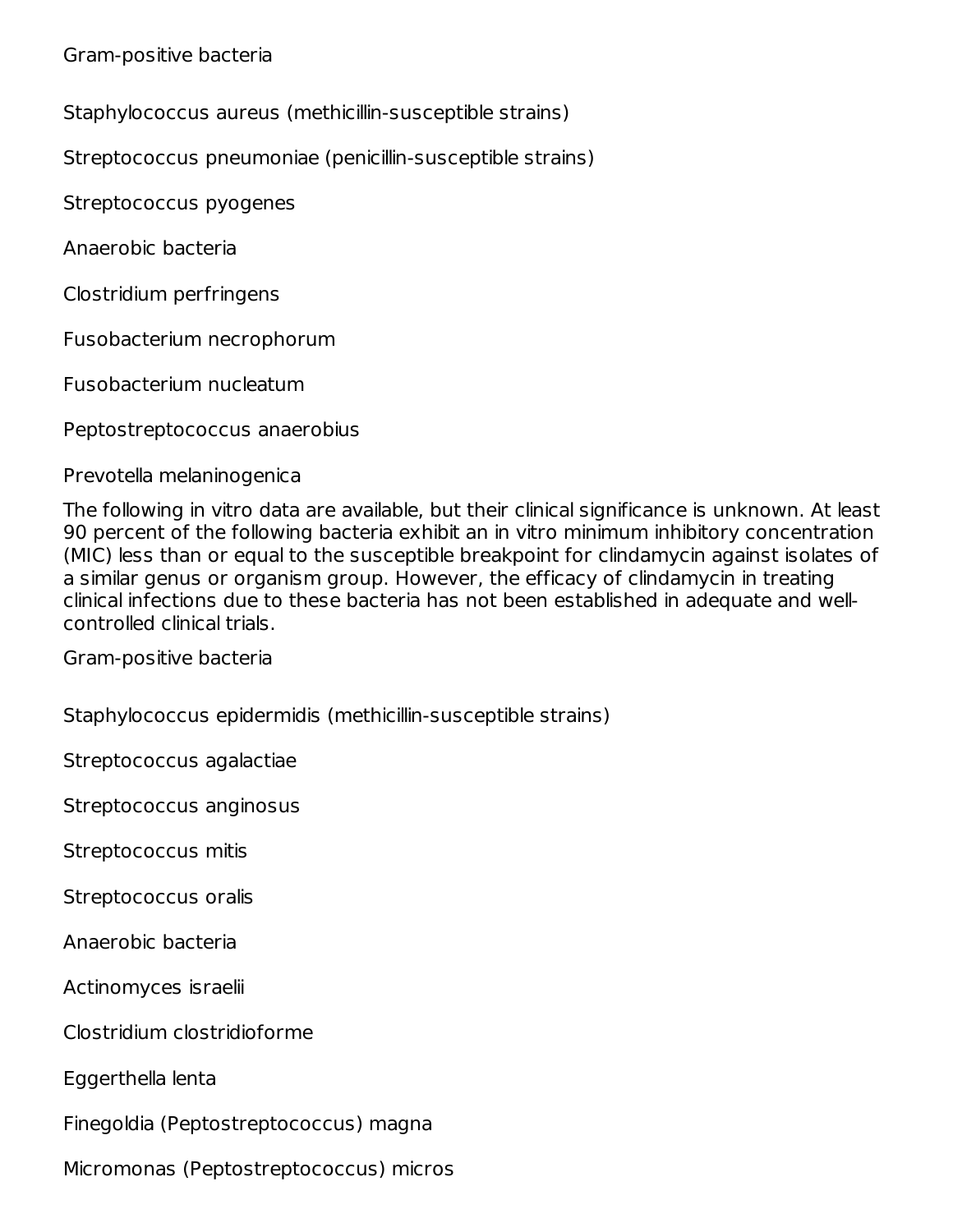Gram-positive bacteria

Staphylococcus aureus (methicillin-susceptible strains)

Streptococcus pneumoniae (penicillin-susceptible strains)

Streptococcus pyogenes

Anaerobic bacteria

Clostridium perfringens

Fusobacterium necrophorum

Fusobacterium nucleatum

Peptostreptococcus anaerobius

Prevotella melaninogenica

The following in vitro data are available, but their clinical significance is unknown. At least 90 percent of the following bacteria exhibit an in vitro minimum inhibitory concentration (MIC) less than or equal to the susceptible breakpoint for clindamycin against isolates of a similar genus or organism group. However, the efficacy of clindamycin in treating clinical infections due to these bacteria has not been established in adequate and well-controlled clinical trials.

Gram-positive bacteria

Staphylococcus epidermidis (methicillin-susceptible strains)

Streptococcus agalactiae

Streptococcus anginosus

Streptococcus mitis

Streptococcus oralis

Anaerobic bacteria

Actinomyces israelii

Clostridium clostridioforme

Eggerthella lenta

Finegoldia (Peptostreptococcus) magna

Micromonas (Peptostreptococcus) micros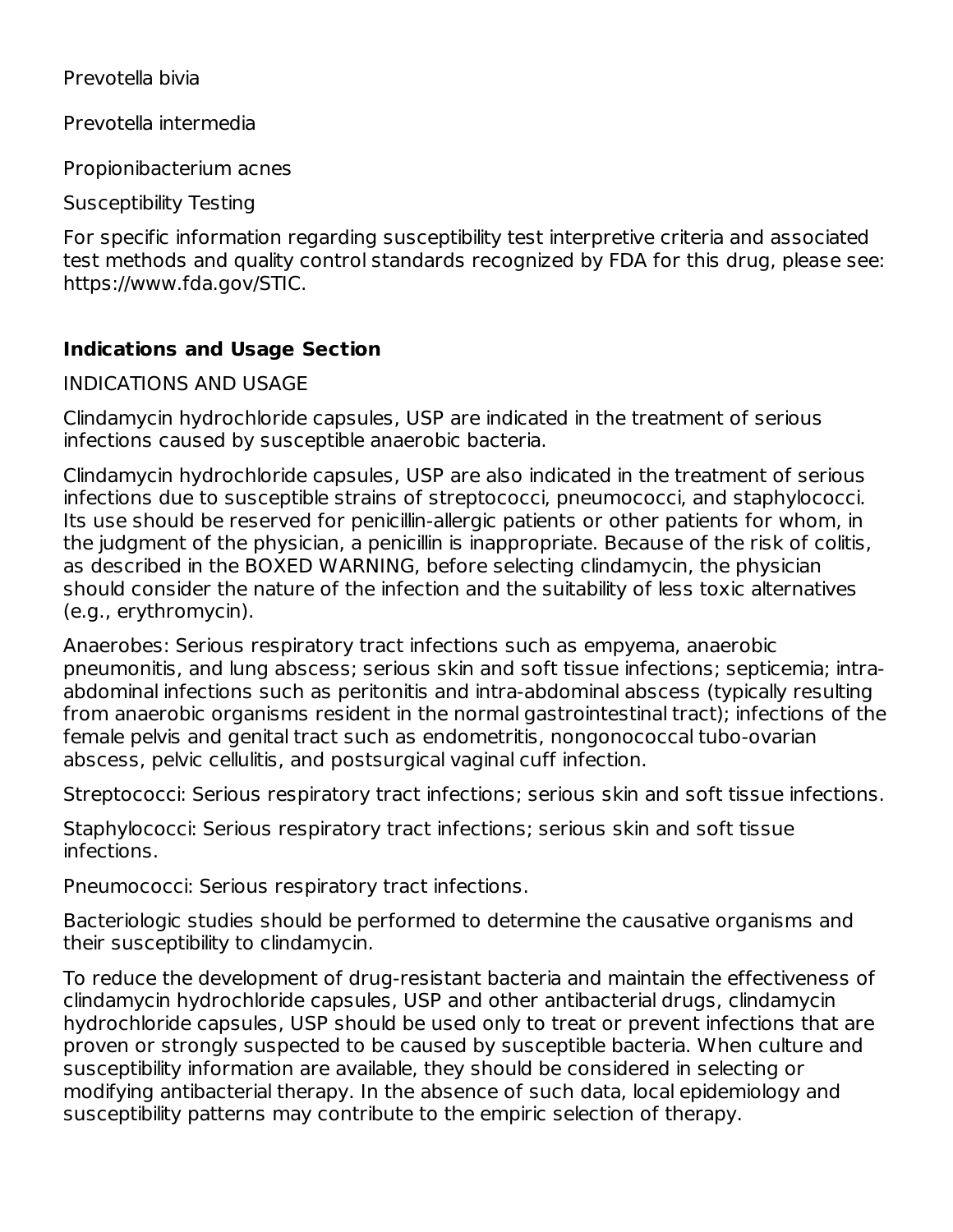Prevotella bivia

Prevotella intermedia

Propionibacterium acnes

Susceptibility Testing

For specific information regarding susceptibility test interpretive criteria and associated test methods and quality control standards recognized by FDA for this drug, please see: https://www.fda.gov/STIC.

## Indications and Usage Section

INDICATIONS AND USAGE

Clindamycin hydrochloride capsules, USP are indicated in the treatment of serious infections caused by susceptible anaerobic bacteria.

Clindamycin hydrochloride capsules, USP are also indicated in the treatment of serious infections due to susceptible strains of streptococci, pneumococci, and staphylococci. Its use should be reserved for penicillin-allergic patients or other patients for whom, in the judgment of the physician, a penicillin is inappropriate. Because of the risk of colitis, as described in the BOXED WARNING, before selecting clindamycin, the physician should consider the nature of the infection and the suitability of less toxic alternatives (e.g., erythromycin).

Anaerobes: Serious respiratory tract infections such as empyema, anaerobic pneumonitis, and lung abscess; serious skin and soft tissue infections; septicemia; intra-abdominal infections such as peritonitis and intra-abdominal abscess (typically resulting from anaerobic organisms resident in the normal gastrointestinal tract); infections of the female pelvis and genital tract such as endometritis, nongonococcal tubo-ovarian abscess, pelvic cellulitis, and postsurgical vaginal cuff infection.

Streptococci: Serious respiratory tract infections; serious skin and soft tissue infections.

Staphylococci: Serious respiratory tract infections; serious skin and soft tissue infections.

Pneumococci: Serious respiratory tract infections.

Bacteriologic studies should be performed to determine the causative organisms and their susceptibility to clindamycin.

To reduce the development of drug-resistant bacteria and maintain the effectiveness of clindamycin hydrochloride capsules, USP and other antibacterial drugs, clindamycin hydrochloride capsules, USP should be used only to treat or prevent infections that are proven or strongly suspected to be caused by susceptible bacteria. When culture and susceptibility information are available, they should be considered in selecting or modifying antibacterial therapy. In the absence of such data, local epidemiology and susceptibility patterns may contribute to the empiric selection of therapy.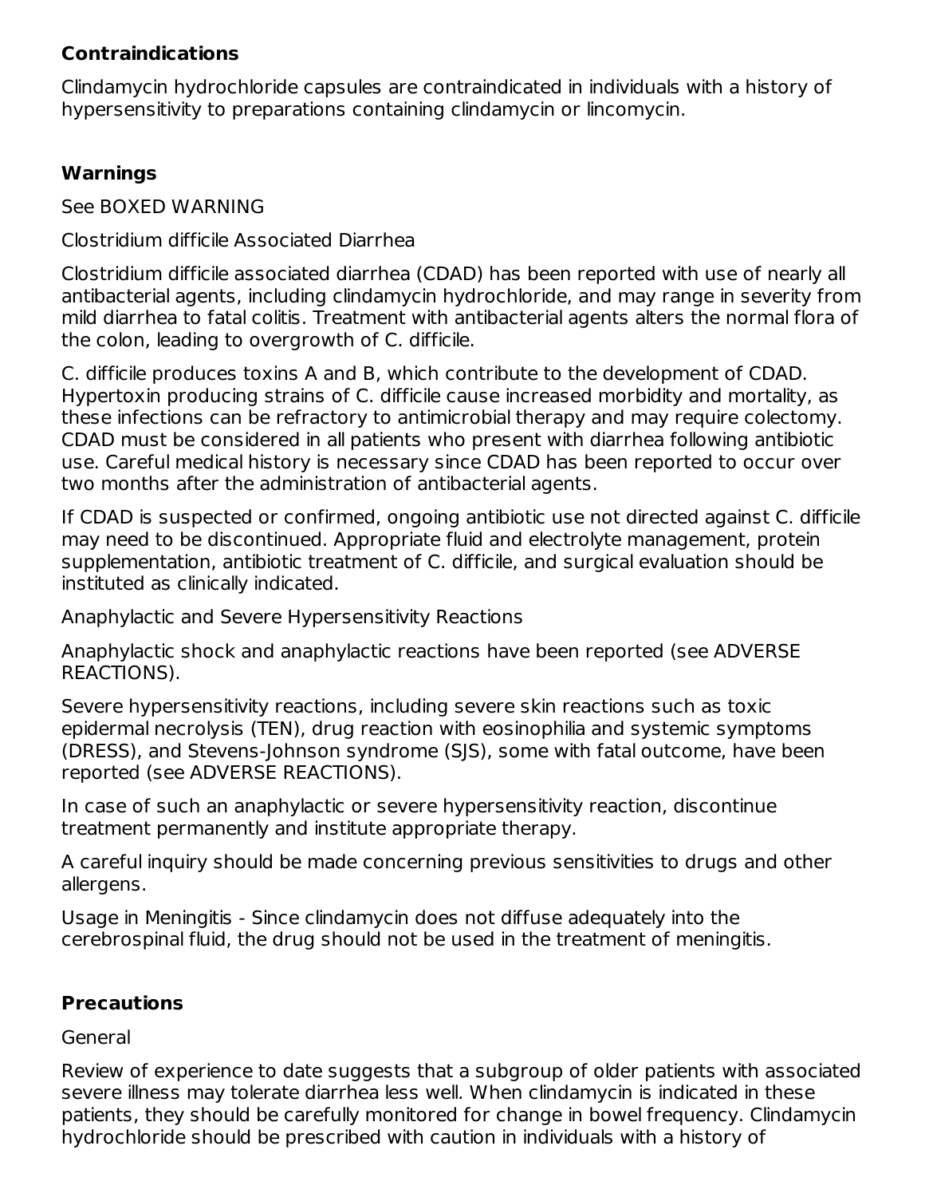## Contraindications

Clindamycin hydrochloride capsules are contraindicated in individuals with a history of hypersensitivity to preparations containing clindamycin or lincomycin.

## Warnings

See BOXED WARNING

Clostridium difficile Associated Diarrhea

Clostridium difficile associated diarrhea (CDAD) has been reported with use of nearly all antibacterial agents, including clindamycin hydrochloride, and may range in severity from mild diarrhea to fatal colitis. Treatment with antibacterial agents alters the normal flora of the colon, leading to overgrowth of C. difficile.

C. difficile produces toxins A and B, which contribute to the development of CDAD. Hypertoxin producing strains of C. difficile cause increased morbidity and mortality, as these infections can be refractory to antimicrobial therapy and may require colectomy. CDAD must be considered in all patients who present with diarrhea following antibiotic use. Careful medical history is necessary since CDAD has been reported to occur over two months after the administration of antibacterial agents.

If CDAD is suspected or confirmed, ongoing antibiotic use not directed against C. difficile may need to be discontinued. Appropriate fluid and electrolyte management, protein supplementation, antibiotic treatment of C. difficile, and surgical evaluation should be instituted as clinically indicated.

Anaphylactic and Severe Hypersensitivity Reactions

Anaphylactic shock and anaphylactic reactions have been reported (see ADVERSE REACTIONS).

Severe hypersensitivity reactions, including severe skin reactions such as toxic epidermal necrolysis (TEN), drug reaction with eosinophilia and systemic symptoms (DRESS), and Stevens-Johnson syndrome (SJS), some with fatal outcome, have been reported (see ADVERSE REACTIONS).

In case of such an anaphylactic or severe hypersensitivity reaction, discontinue treatment permanently and institute appropriate therapy.

A careful inquiry should be made concerning previous sensitivities to drugs and other allergens.

Usage in Meningitis - Since clindamycin does not diffuse adequately into the cerebrospinal fluid, the drug should not be used in the treatment of meningitis.

## Precautions

General

Review of experience to date suggests that a subgroup of older patients with associated severe illness may tolerate diarrhea less well. When clindamycin is indicated in these patients, they should be carefully monitored for change in bowel frequency. Clindamycin hydrochloride should be prescribed with caution in individuals with a history of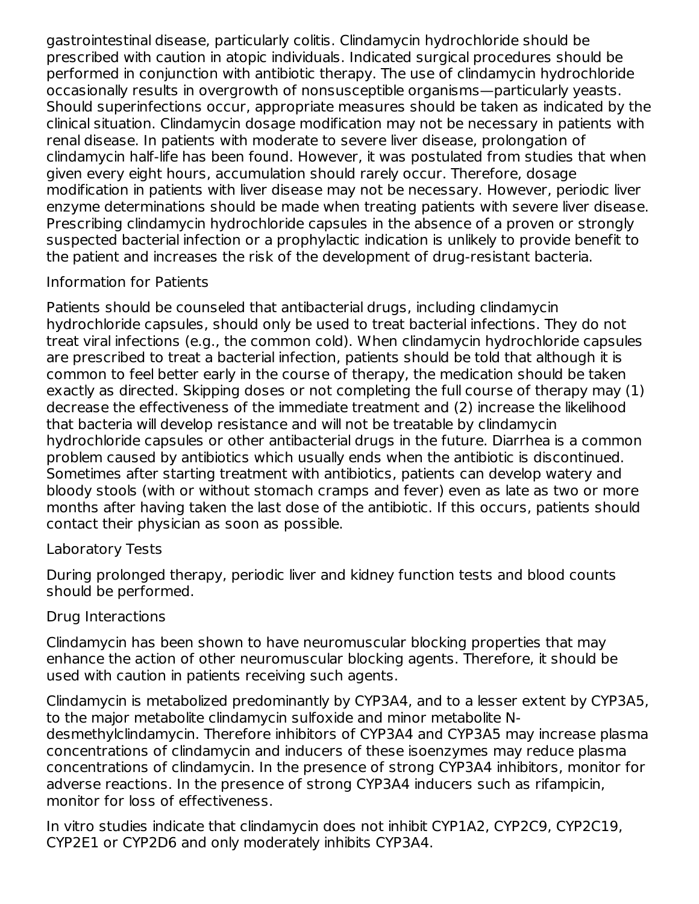gastrointestinal disease, particularly colitis. Clindamycin hydrochloride should be prescribed with caution in atopic individuals. Indicated surgical procedures should be performed in conjunction with antibiotic therapy. The use of clindamycin hydrochloride occasionally results in overgrowth of nonsusceptible organisms—particularly yeasts. Should superinfections occur, appropriate measures should be taken as indicated by the clinical situation. Clindamycin dosage modification may not be necessary in patients with renal disease. In patients with moderate to severe liver disease, prolongation of clindamycin half-life has been found. However, it was postulated from studies that when given every eight hours, accumulation should rarely occur. Therefore, dosage modification in patients with liver disease may not be necessary. However, periodic liver enzyme determinations should be made when treating patients with severe liver disease. Prescribing clindamycin hydrochloride capsules in the absence of a proven or strongly suspected bacterial infection or a prophylactic indication is unlikely to provide benefit to the patient and increases the risk of the development of drug-resistant bacteria.

### Information for Patients

Patients should be counseled that antibacterial drugs, including clindamycin hydrochloride capsules, should only be used to treat bacterial infections. They do not treat viral infections (e.g., the common cold). When clindamycin hydrochloride capsules are prescribed to treat a bacterial infection, patients should be told that although it is common to feel better early in the course of therapy, the medication should be taken exactly as directed. Skipping doses or not completing the full course of therapy may (1) decrease the effectiveness of the immediate treatment and (2) increase the likelihood that bacteria will develop resistance and will not be treatable by clindamycin hydrochloride capsules or other antibacterial drugs in the future. Diarrhea is a common problem caused by antibiotics which usually ends when the antibiotic is discontinued. Sometimes after starting treatment with antibiotics, patients can develop watery and bloody stools (with or without stomach cramps and fever) even as late as two or more months after having taken the last dose of the antibiotic. If this occurs, patients should contact their physician as soon as possible.

### Laboratory Tests

During prolonged therapy, periodic liver and kidney function tests and blood counts should be performed.

### Drug Interactions

Clindamycin has been shown to have neuromuscular blocking properties that may enhance the action of other neuromuscular blocking agents. Therefore, it should be used with caution in patients receiving such agents.

Clindamycin is metabolized predominantly by CYP3A4, and to a lesser extent by CYP3A5, to the major metabolite clindamycin sulfoxide and minor metabolite N-desmethylclindamycin. Therefore inhibitors of CYP3A4 and CYP3A5 may increase plasma concentrations of clindamycin and inducers of these isoenzymes may reduce plasma concentrations of clindamycin. In the presence of strong CYP3A4 inhibitors, monitor for adverse reactions. In the presence of strong CYP3A4 inducers such as rifampicin, monitor for loss of effectiveness.

In vitro studies indicate that clindamycin does not inhibit CYP1A2, CYP2C9, CYP2C19, CYP2E1 or CYP2D6 and only moderately inhibits CYP3A4.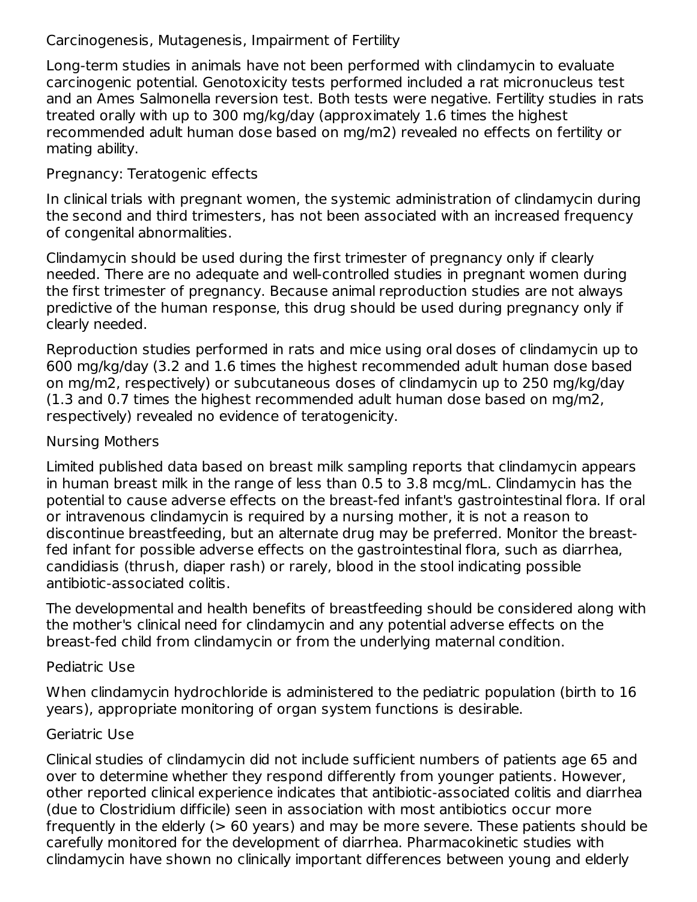### Carcinogenesis, Mutagenesis, Impairment of Fertility

Long-term studies in animals have not been performed with clindamycin to evaluate carcinogenic potential. Genotoxicity tests performed included a rat micronucleus test and an Ames Salmonella reversion test. Both tests were negative. Fertility studies in rats treated orally with up to 300 mg/kg/day (approximately 1.6 times the highest recommended adult human dose based on mg/m2) revealed no effects on fertility or mating ability.

### Pregnancy: Teratogenic effects

In clinical trials with pregnant women, the systemic administration of clindamycin during the second and third trimesters, has not been associated with an increased frequency of congenital abnormalities.

Clindamycin should be used during the first trimester of pregnancy only if clearly needed. There are no adequate and well-controlled studies in pregnant women during the first trimester of pregnancy. Because animal reproduction studies are not always predictive of the human response, this drug should be used during pregnancy only if clearly needed.

Reproduction studies performed in rats and mice using oral doses of clindamycin up to 600 mg/kg/day (3.2 and 1.6 times the highest recommended adult human dose based on mg/m2, respectively) or subcutaneous doses of clindamycin up to 250 mg/kg/day (1.3 and 0.7 times the highest recommended adult human dose based on mg/m2, respectively) revealed no evidence of teratogenicity.

### Nursing Mothers

Limited published data based on breast milk sampling reports that clindamycin appears in human breast milk in the range of less than 0.5 to 3.8 mcg/mL. Clindamycin has the potential to cause adverse effects on the breast-fed infant's gastrointestinal flora. If oral or intravenous clindamycin is required by a nursing mother, it is not a reason to discontinue breastfeeding, but an alternate drug may be preferred. Monitor the breast-fed infant for possible adverse effects on the gastrointestinal flora, such as diarrhea, candidiasis (thrush, diaper rash) or rarely, blood in the stool indicating possible antibiotic-associated colitis.

The developmental and health benefits of breastfeeding should be considered along with the mother's clinical need for clindamycin and any potential adverse effects on the breast-fed child from clindamycin or from the underlying maternal condition.

### Pediatric Use

When clindamycin hydrochloride is administered to the pediatric population (birth to 16 years), appropriate monitoring of organ system functions is desirable.

### Geriatric Use

Clinical studies of clindamycin did not include sufficient numbers of patients age 65 and over to determine whether they respond differently from younger patients. However, other reported clinical experience indicates that antibiotic-associated colitis and diarrhea (due to Clostridium difficile) seen in association with most antibiotics occur more frequently in the elderly (> 60 years) and may be more severe. These patients should be carefully monitored for the development of diarrhea. Pharmacokinetic studies with clindamycin have shown no clinically important differences between young and elderly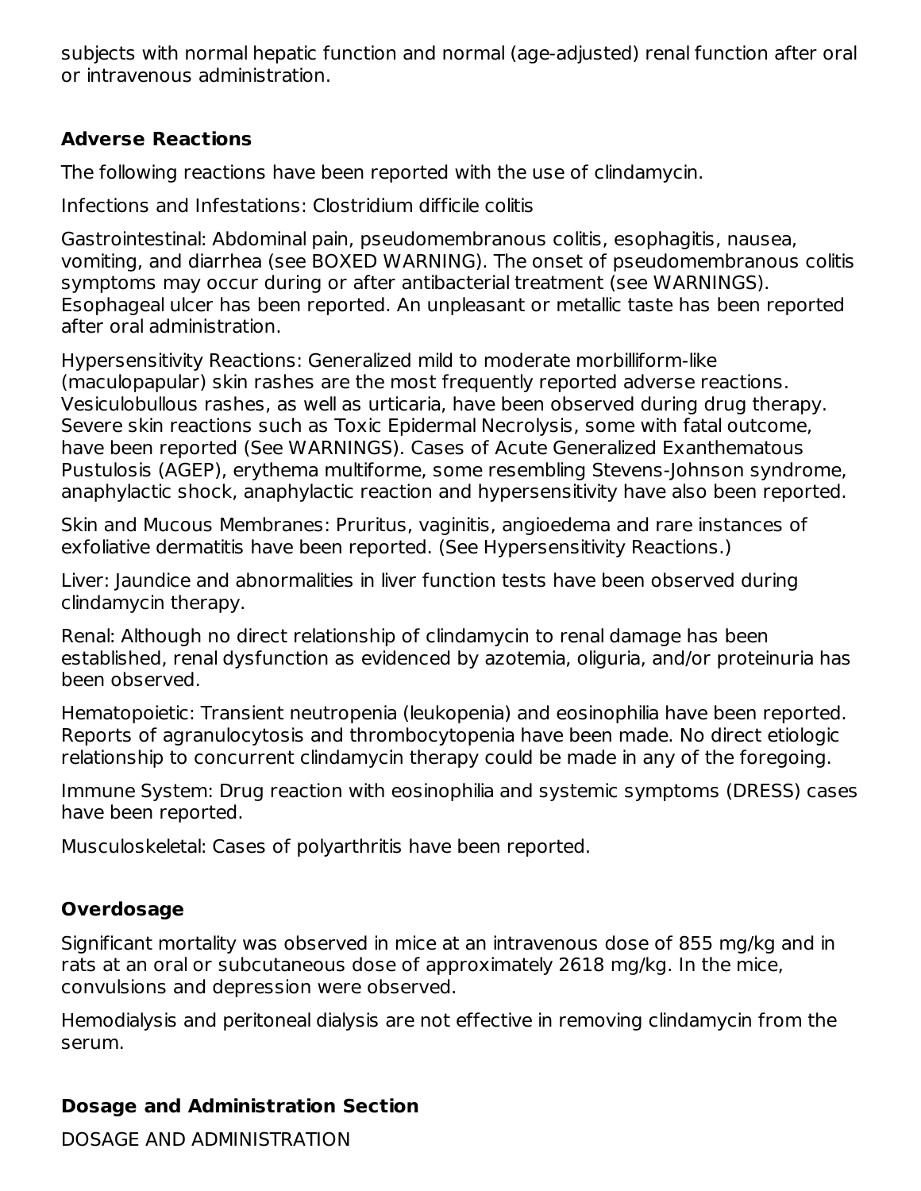subjects with normal hepatic function and normal (age-adjusted) renal function after oral or intravenous administration.

## Adverse Reactions

The following reactions have been reported with the use of clindamycin.

Infections and Infestations: Clostridium difficile colitis

Gastrointestinal: Abdominal pain, pseudomembranous colitis, esophagitis, nausea, vomiting, and diarrhea (see BOXED WARNING). The onset of pseudomembranous colitis symptoms may occur during or after antibacterial treatment (see WARNINGS). Esophageal ulcer has been reported. An unpleasant or metallic taste has been reported after oral administration.

Hypersensitivity Reactions: Generalized mild to moderate morbilliform-like (maculopapular) skin rashes are the most frequently reported adverse reactions. Vesiculobullous rashes, as well as urticaria, have been observed during drug therapy. Severe skin reactions such as Toxic Epidermal Necrolysis, some with fatal outcome, have been reported (See WARNINGS). Cases of Acute Generalized Exanthematous Pustulosis (AGEP), erythema multiforme, some resembling Stevens-Johnson syndrome, anaphylactic shock, anaphylactic reaction and hypersensitivity have also been reported.

Skin and Mucous Membranes: Pruritus, vaginitis, angioedema and rare instances of exfoliative dermatitis have been reported. (See Hypersensitivity Reactions.)

Liver: Jaundice and abnormalities in liver function tests have been observed during clindamycin therapy.

Renal: Although no direct relationship of clindamycin to renal damage has been established, renal dysfunction as evidenced by azotemia, oliguria, and/or proteinuria has been observed.

Hematopoietic: Transient neutropenia (leukopenia) and eosinophilia have been reported. Reports of agranulocytosis and thrombocytopenia have been made. No direct etiologic relationship to concurrent clindamycin therapy could be made in any of the foregoing.

Immune System: Drug reaction with eosinophilia and systemic symptoms (DRESS) cases have been reported.

Musculoskeletal: Cases of polyarthritis have been reported.

## Overdosage

Significant mortality was observed in mice at an intravenous dose of 855 mg/kg and in rats at an oral or subcutaneous dose of approximately 2618 mg/kg. In the mice, convulsions and depression were observed.

Hemodialysis and peritoneal dialysis are not effective in removing clindamycin from the serum.

## Dosage and Administration Section

DOSAGE AND ADMINISTRATION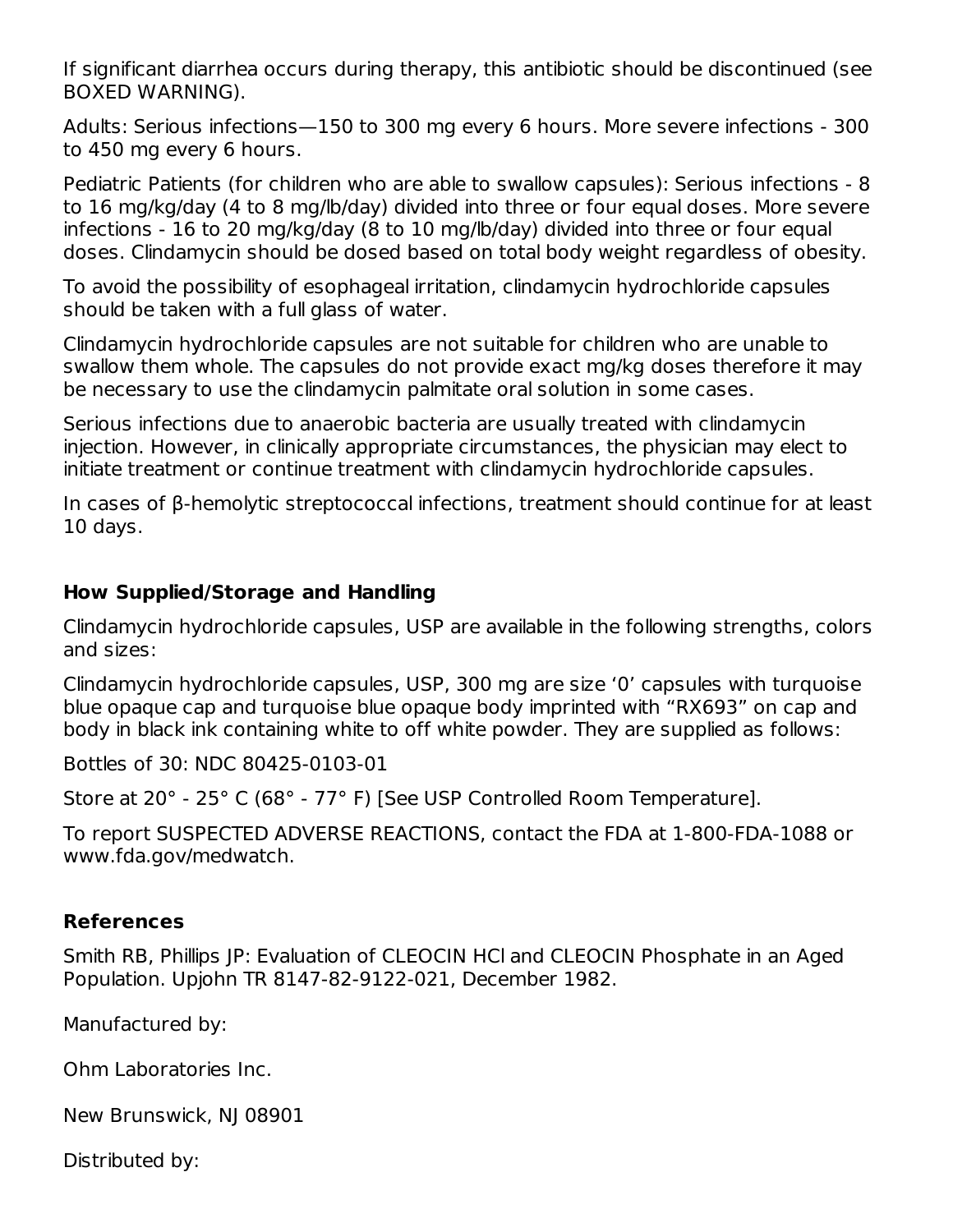If significant diarrhea occurs during therapy, this antibiotic should be discontinued (see BOXED WARNING).

Adults: Serious infections—150 to 300 mg every 6 hours. More severe infections - 300 to 450 mg every 6 hours.

Pediatric Patients (for children who are able to swallow capsules): Serious infections - 8 to 16 mg/kg/day (4 to 8 mg/lb/day) divided into three or four equal doses. More severe infections - 16 to 20 mg/kg/day (8 to 10 mg/lb/day) divided into three or four equal doses. Clindamycin should be dosed based on total body weight regardless of obesity.

To avoid the possibility of esophageal irritation, clindamycin hydrochloride capsules should be taken with a full glass of water.

Clindamycin hydrochloride capsules are not suitable for children who are unable to swallow them whole. The capsules do not provide exact mg/kg doses therefore it may be necessary to use the clindamycin palmitate oral solution in some cases.

Serious infections due to anaerobic bacteria are usually treated with clindamycin injection. However, in clinically appropriate circumstances, the physician may elect to initiate treatment or continue treatment with clindamycin hydrochloride capsules.

In cases of β-hemolytic streptococcal infections, treatment should continue for at least 10 days.

## How Supplied/Storage and Handling

Clindamycin hydrochloride capsules, USP are available in the following strengths, colors and sizes:

Clindamycin hydrochloride capsules, USP, 300 mg are size '0' capsules with turquoise blue opaque cap and turquoise blue opaque body imprinted with "RX693" on cap and body in black ink containing white to off white powder. They are supplied as follows:

Bottles of 30: NDC 80425-0103-01

Store at 20° - 25° C (68° - 77° F) [See USP Controlled Room Temperature].

To report SUSPECTED ADVERSE REACTIONS, contact the FDA at 1-800-FDA-1088 or www.fda.gov/medwatch.

## References

Smith RB, Phillips JP: Evaluation of CLEOCIN HCl and CLEOCIN Phosphate in an Aged Population. Upjohn TR 8147-82-9122-021, December 1982.

Manufactured by:

Ohm Laboratories Inc.

New Brunswick, NJ 08901

Distributed by: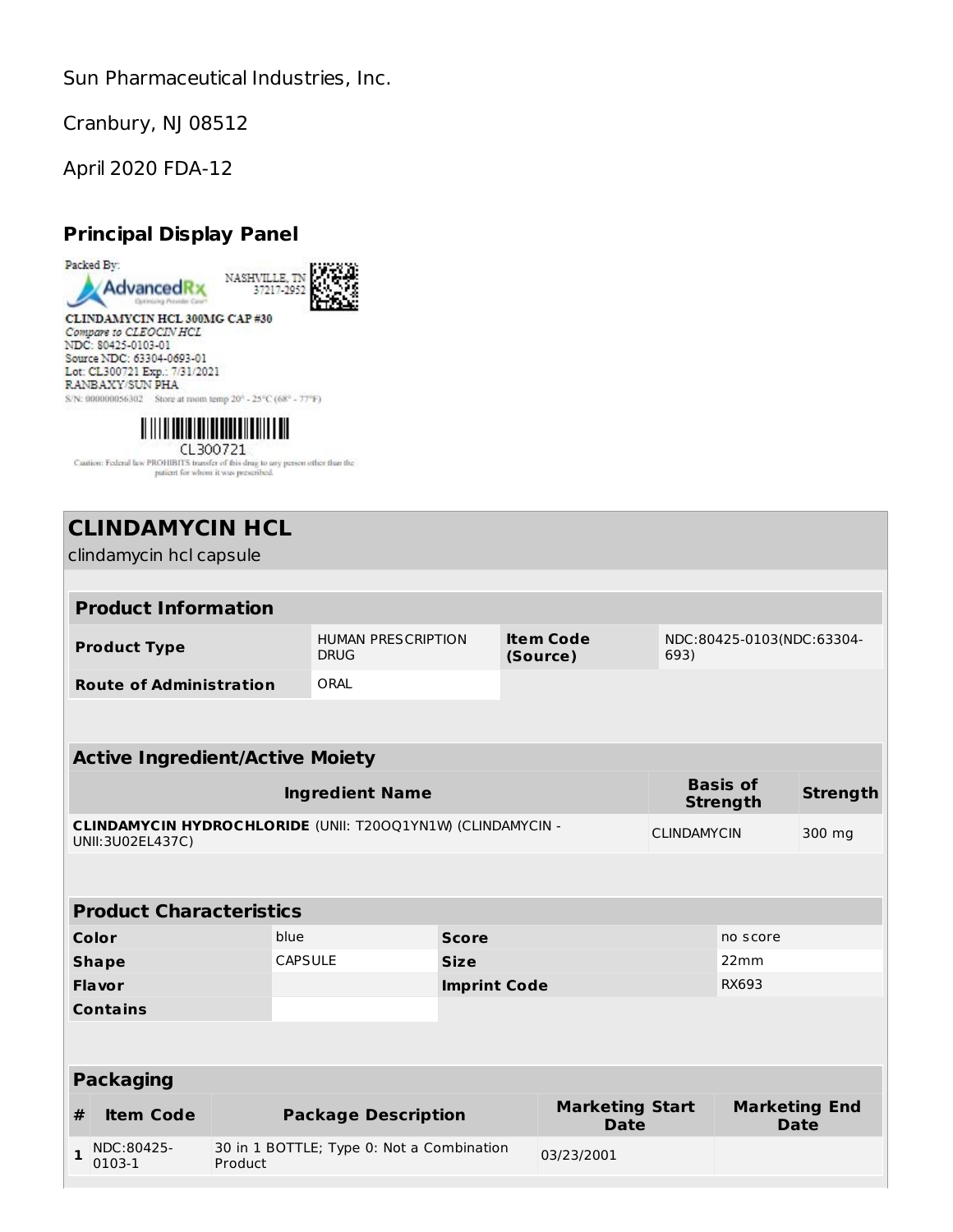Sun Pharmaceutical Industries, Inc.

Cranbury, NJ 08512

April 2020 FDA-12

## Principal Display Panel

Packed By:

AdvancedRx

NASHVILLE, TN 37217-2952

CLINDAMYCIN HCL 300MG CAP #30

*Compare to CLEOCIN HCL*

NDC: 80425-0103-01

Source NDC: 63304-0693-01

Lot: CL300721 Exp.: 7/31/2021

RANBAXY/SUN PHA

S/N: 000000056302 Store at room temp 20° - 25°C (68° - 77°F)

CL300721

Caution: Federal law PROHIBITS transfer of this drug to any person other than the patient for whom it was prescribed.

## CLINDAMYCIN HCL

clindamycin hcl capsule

### Product Information

| | | | |
|---|---|---|---|
| **Product Type** | HUMAN PRESCRIPTION DRUG | **Item Code (Source)** | NDC:80425-0103(NDC:63304-693) |
| **Route of Administration** | ORAL | | |

### Active Ingredient/Active Moiety

| Ingredient Name | Basis of Strength | Strength |
|---|---|---|
| **CLINDAMYCIN HYDROCHLORIDE** (UNII: T20OQ1YN1W) (CLINDAMYCIN - UNII:3U02EL437C) | CLINDAMYCIN | 300 mg |

### Product Characteristics

| | | | |
|---|---|---|---|
| **Color** | blue | **Score** | no score |
| **Shape** | CAPSULE | **Size** | 22mm |
| **Flavor** | | **Imprint Code** | RX693 |
| **Contains** | | | |

### Packaging

| # | Item Code | Package Description | Marketing Start Date | Marketing End Date |
|---|---|---|---|---|
| 1 | NDC:80425-0103-1 | 30 in 1 BOTTLE; Type 0: Not a Combination Product | 03/23/2001 | |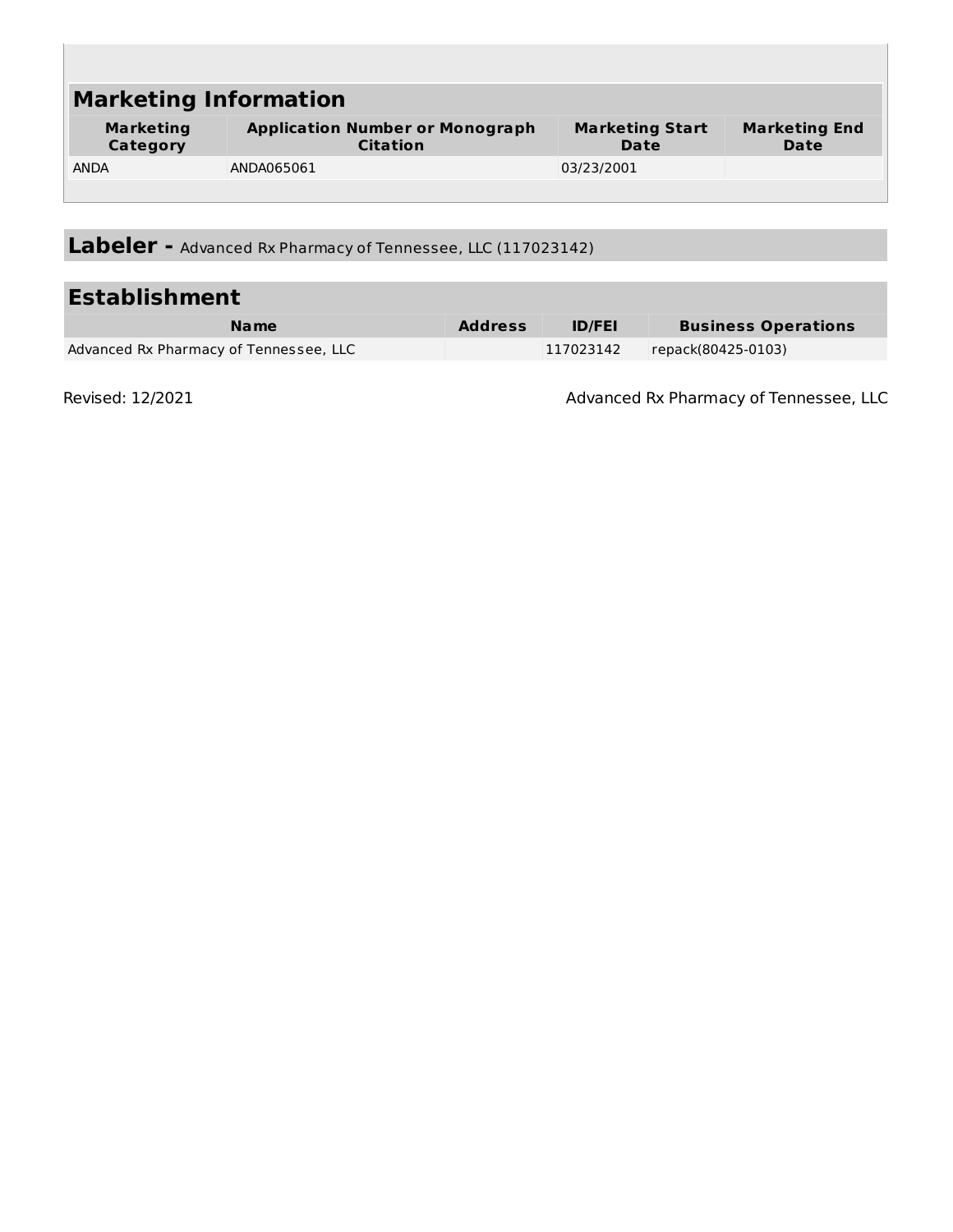## Marketing Information

| Marketing Category | Application Number or Monograph Citation | Marketing Start Date | Marketing End Date |
|---|---|---|---|
| ANDA | ANDA065061 | 03/23/2001 | |

## Labeler - Advanced Rx Pharmacy of Tennessee, LLC (117023142)

## Establishment

| Name | Address | ID/FEI | Business Operations |
|---|---|---|---|
| Advanced Rx Pharmacy of Tennessee, LLC | | 117023142 | repack(80425-0103) |

Revised: 12/2021

Advanced Rx Pharmacy of Tennessee, LLC